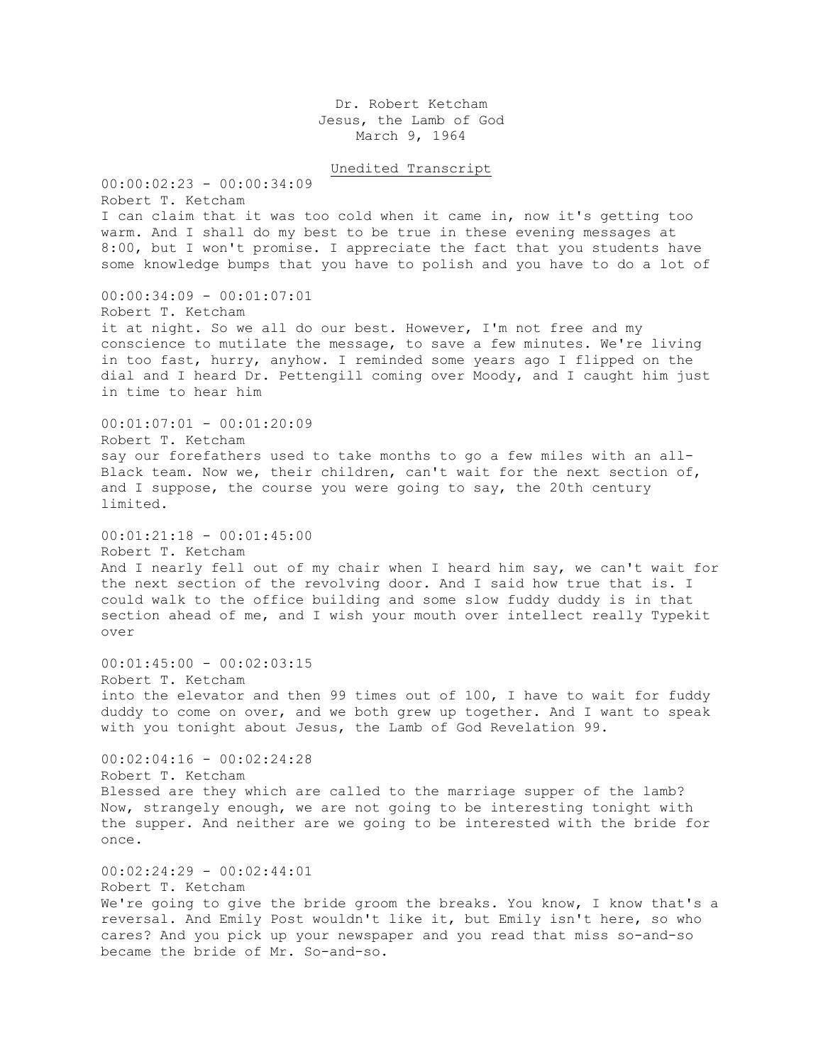Dr. Robert Ketcham
Jesus, the Lamb of God
March 9, 1964

Unedited Transcript

00:00:02:23 - 00:00:34:09
Robert T. Ketcham
I can claim that it was too cold when it came in, now it's getting too warm. And I shall do my best to be true in these evening messages at 8:00, but I won't promise. I appreciate the fact that you students have some knowledge bumps that you have to polish and you have to do a lot of

00:00:34:09 - 00:01:07:01
Robert T. Ketcham
it at night. So we all do our best. However, I'm not free and my conscience to mutilate the message, to save a few minutes. We're living in too fast, hurry, anyhow. I reminded some years ago I flipped on the dial and I heard Dr. Pettengill coming over Moody, and I caught him just in time to hear him

00:01:07:01 - 00:01:20:09
Robert T. Ketcham
say our forefathers used to take months to go a few miles with an all-Black team. Now we, their children, can't wait for the next section of, and I suppose, the course you were going to say, the 20th century limited.

00:01:21:18 - 00:01:45:00
Robert T. Ketcham
And I nearly fell out of my chair when I heard him say, we can't wait for the next section of the revolving door. And I said how true that is. I could walk to the office building and some slow fuddy duddy is in that section ahead of me, and I wish your mouth over intellect really Typekit over

00:01:45:00 - 00:02:03:15
Robert T. Ketcham
into the elevator and then 99 times out of 100, I have to wait for fuddy duddy to come on over, and we both grew up together. And I want to speak with you tonight about Jesus, the Lamb of God Revelation 99.

00:02:04:16 - 00:02:24:28
Robert T. Ketcham
Blessed are they which are called to the marriage supper of the lamb? Now, strangely enough, we are not going to be interesting tonight with the supper. And neither are we going to be interested with the bride for once.

00:02:24:29 - 00:02:44:01
Robert T. Ketcham
We're going to give the bride groom the breaks. You know, I know that's a reversal. And Emily Post wouldn't like it, but Emily isn't here, so who cares? And you pick up your newspaper and you read that miss so-and-so became the bride of Mr. So-and-so.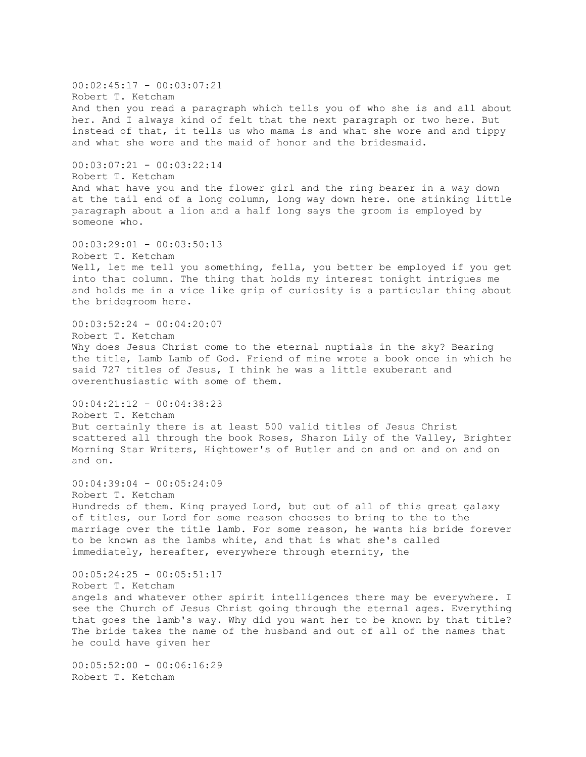00:02:45:17 - 00:03:07:21
Robert T. Ketcham
And then you read a paragraph which tells you of who she is and all about her. And I always kind of felt that the next paragraph or two here. But instead of that, it tells us who mama is and what she wore and and tippy and what she wore and the maid of honor and the bridesmaid.

00:03:07:21 - 00:03:22:14
Robert T. Ketcham
And what have you and the flower girl and the ring bearer in a way down at the tail end of a long column, long way down here. one stinking little paragraph about a lion and a half long says the groom is employed by someone who.

00:03:29:01 - 00:03:50:13
Robert T. Ketcham
Well, let me tell you something, fella, you better be employed if you get into that column. The thing that holds my interest tonight intrigues me and holds me in a vice like grip of curiosity is a particular thing about the bridegroom here.

00:03:52:24 - 00:04:20:07
Robert T. Ketcham
Why does Jesus Christ come to the eternal nuptials in the sky? Bearing the title, Lamb Lamb of God. Friend of mine wrote a book once in which he said 727 titles of Jesus, I think he was a little exuberant and overenthusiastic with some of them.

00:04:21:12 - 00:04:38:23
Robert T. Ketcham
But certainly there is at least 500 valid titles of Jesus Christ scattered all through the book Roses, Sharon Lily of the Valley, Brighter Morning Star Writers, Hightower's of Butler and on and on and on and on and on.

00:04:39:04 - 00:05:24:09
Robert T. Ketcham
Hundreds of them. King prayed Lord, but out of all of this great galaxy of titles, our Lord for some reason chooses to bring to the to the marriage over the title lamb. For some reason, he wants his bride forever to be known as the lambs white, and that is what she's called immediately, hereafter, everywhere through eternity, the

00:05:24:25 - 00:05:51:17
Robert T. Ketcham
angels and whatever other spirit intelligences there may be everywhere. I see the Church of Jesus Christ going through the eternal ages. Everything that goes the lamb's way. Why did you want her to be known by that title? The bride takes the name of the husband and out of all of the names that he could have given her

00:05:52:00 - 00:06:16:29
Robert T. Ketcham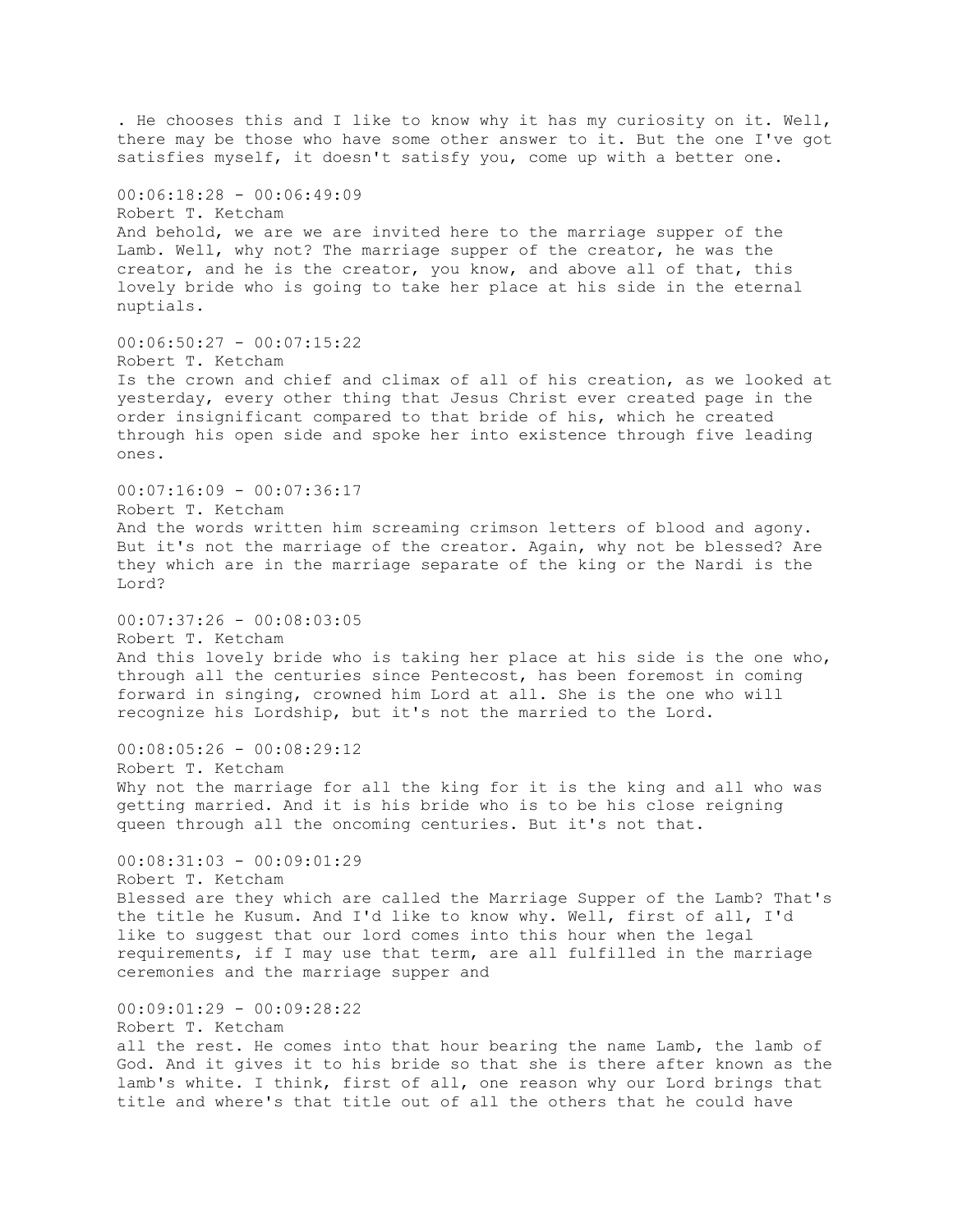. He chooses this and I like to know why it has my curiosity on it. Well, there may be those who have some other answer to it. But the one I've got satisfies myself, it doesn't satisfy you, come up with a better one.

00:06:18:28 - 00:06:49:09
Robert T. Ketcham
And behold, we are we are invited here to the marriage supper of the Lamb. Well, why not? The marriage supper of the creator, he was the creator, and he is the creator, you know, and above all of that, this lovely bride who is going to take her place at his side in the eternal nuptials.

00:06:50:27 - 00:07:15:22
Robert T. Ketcham
Is the crown and chief and climax of all of his creation, as we looked at yesterday, every other thing that Jesus Christ ever created page in the order insignificant compared to that bride of his, which he created through his open side and spoke her into existence through five leading ones.

00:07:16:09 - 00:07:36:17
Robert T. Ketcham
And the words written him screaming crimson letters of blood and agony. But it's not the marriage of the creator. Again, why not be blessed? Are they which are in the marriage separate of the king or the Nardi is the Lord?

00:07:37:26 - 00:08:03:05
Robert T. Ketcham
And this lovely bride who is taking her place at his side is the one who, through all the centuries since Pentecost, has been foremost in coming forward in singing, crowned him Lord at all. She is the one who will recognize his Lordship, but it's not the married to the Lord.

00:08:05:26 - 00:08:29:12
Robert T. Ketcham
Why not the marriage for all the king for it is the king and all who was getting married. And it is his bride who is to be his close reigning queen through all the oncoming centuries. But it's not that.

00:08:31:03 - 00:09:01:29
Robert T. Ketcham
Blessed are they which are called the Marriage Supper of the Lamb? That's the title he Kusum. And I'd like to know why. Well, first of all, I'd like to suggest that our lord comes into this hour when the legal requirements, if I may use that term, are all fulfilled in the marriage ceremonies and the marriage supper and

00:09:01:29 - 00:09:28:22
Robert T. Ketcham
all the rest. He comes into that hour bearing the name Lamb, the lamb of God. And it gives it to his bride so that she is there after known as the lamb's white. I think, first of all, one reason why our Lord brings that title and where's that title out of all the others that he could have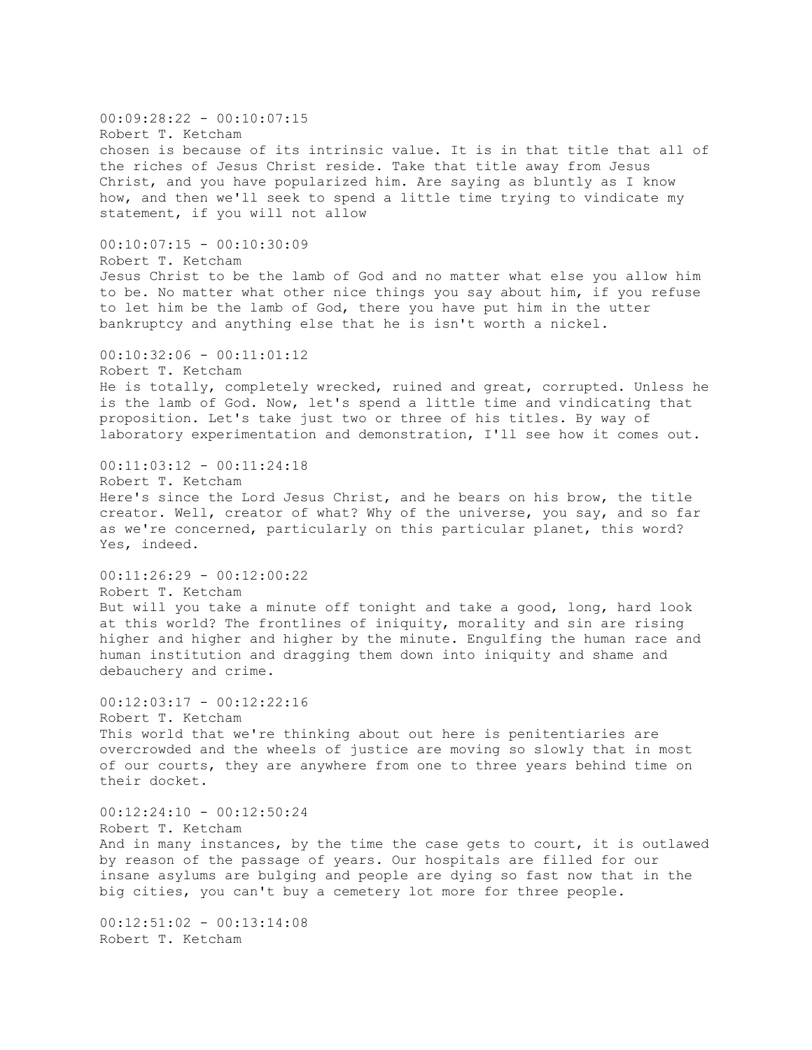00:09:28:22 - 00:10:07:15
Robert T. Ketcham
chosen is because of its intrinsic value. It is in that title that all of the riches of Jesus Christ reside. Take that title away from Jesus Christ, and you have popularized him. Are saying as bluntly as I know how, and then we'll seek to spend a little time trying to vindicate my statement, if you will not allow

00:10:07:15 - 00:10:30:09
Robert T. Ketcham
Jesus Christ to be the lamb of God and no matter what else you allow him to be. No matter what other nice things you say about him, if you refuse to let him be the lamb of God, there you have put him in the utter bankruptcy and anything else that he is isn't worth a nickel.

00:10:32:06 - 00:11:01:12
Robert T. Ketcham
He is totally, completely wrecked, ruined and great, corrupted. Unless he is the lamb of God. Now, let's spend a little time and vindicating that proposition. Let's take just two or three of his titles. By way of laboratory experimentation and demonstration, I'll see how it comes out.

00:11:03:12 - 00:11:24:18
Robert T. Ketcham
Here's since the Lord Jesus Christ, and he bears on his brow, the title creator. Well, creator of what? Why of the universe, you say, and so far as we're concerned, particularly on this particular planet, this word? Yes, indeed.

00:11:26:29 - 00:12:00:22
Robert T. Ketcham
But will you take a minute off tonight and take a good, long, hard look at this world? The frontlines of iniquity, morality and sin are rising higher and higher and higher by the minute. Engulfing the human race and human institution and dragging them down into iniquity and shame and debauchery and crime.

00:12:03:17 - 00:12:22:16
Robert T. Ketcham
This world that we're thinking about out here is penitentiaries are overcrowded and the wheels of justice are moving so slowly that in most of our courts, they are anywhere from one to three years behind time on their docket.

00:12:24:10 - 00:12:50:24
Robert T. Ketcham
And in many instances, by the time the case gets to court, it is outlawed by reason of the passage of years. Our hospitals are filled for our insane asylums are bulging and people are dying so fast now that in the big cities, you can't buy a cemetery lot more for three people.

00:12:51:02 - 00:13:14:08
Robert T. Ketcham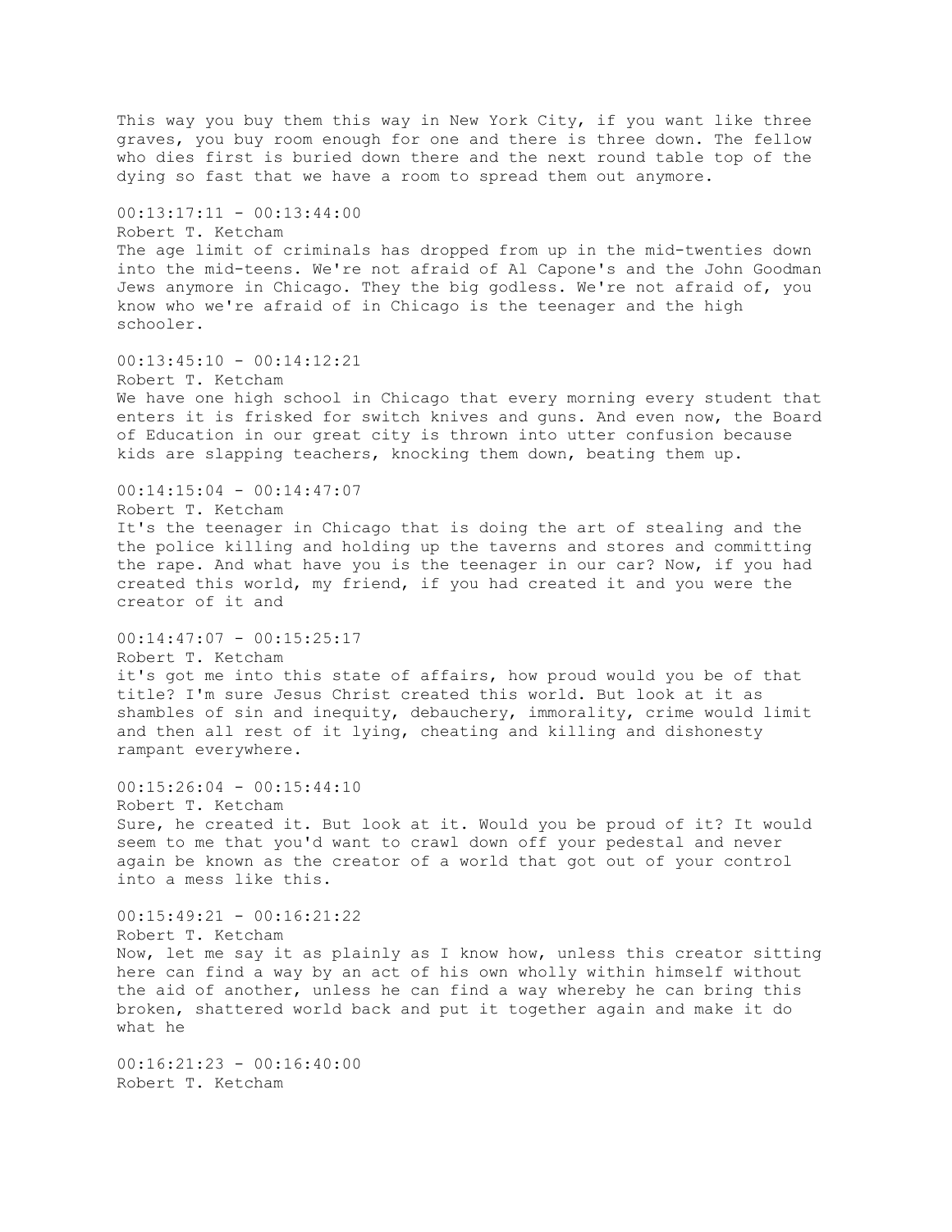This way you buy them this way in New York City, if you want like three graves, you buy room enough for one and there is three down. The fellow who dies first is buried down there and the next round table top of the dying so fast that we have a room to spread them out anymore.

00:13:17:11 - 00:13:44:00
Robert T. Ketcham
The age limit of criminals has dropped from up in the mid-twenties down into the mid-teens. We're not afraid of Al Capone's and the John Goodman Jews anymore in Chicago. They the big godless. We're not afraid of, you know who we're afraid of in Chicago is the teenager and the high schooler.

00:13:45:10 - 00:14:12:21
Robert T. Ketcham
We have one high school in Chicago that every morning every student that enters it is frisked for switch knives and guns. And even now, the Board of Education in our great city is thrown into utter confusion because kids are slapping teachers, knocking them down, beating them up.

00:14:15:04 - 00:14:47:07
Robert T. Ketcham
It's the teenager in Chicago that is doing the art of stealing and the the police killing and holding up the taverns and stores and committing the rape. And what have you is the teenager in our car? Now, if you had created this world, my friend, if you had created it and you were the creator of it and

00:14:47:07 - 00:15:25:17
Robert T. Ketcham
it's got me into this state of affairs, how proud would you be of that title? I'm sure Jesus Christ created this world. But look at it as shambles of sin and inequity, debauchery, immorality, crime would limit and then all rest of it lying, cheating and killing and dishonesty rampant everywhere.

00:15:26:04 - 00:15:44:10
Robert T. Ketcham
Sure, he created it. But look at it. Would you be proud of it? It would seem to me that you'd want to crawl down off your pedestal and never again be known as the creator of a world that got out of your control into a mess like this.

00:15:49:21 - 00:16:21:22
Robert T. Ketcham
Now, let me say it as plainly as I know how, unless this creator sitting here can find a way by an act of his own wholly within himself without the aid of another, unless he can find a way whereby he can bring this broken, shattered world back and put it together again and make it do what he

00:16:21:23 - 00:16:40:00
Robert T. Ketcham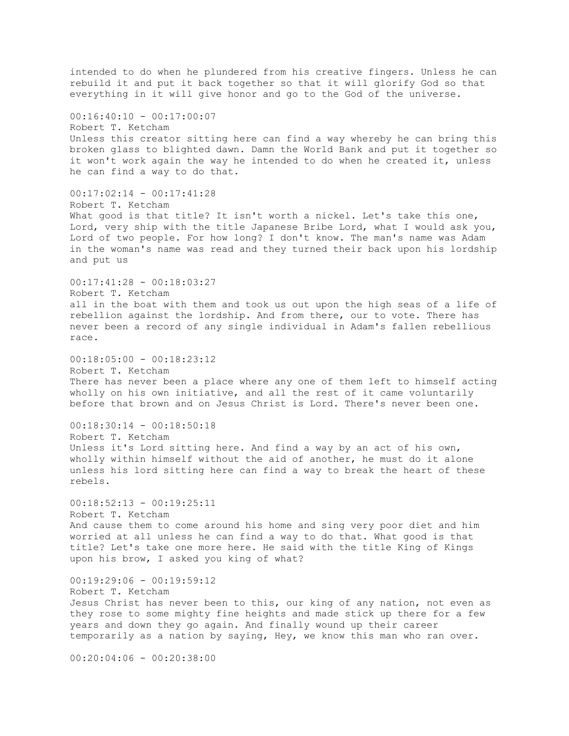intended to do when he plundered from his creative fingers. Unless he can rebuild it and put it back together so that it will glorify God so that everything in it will give honor and go to the God of the universe.

00:16:40:10 - 00:17:00:07
Robert T. Ketcham
Unless this creator sitting here can find a way whereby he can bring this broken glass to blighted dawn. Damn the World Bank and put it together so it won't work again the way he intended to do when he created it, unless he can find a way to do that.

00:17:02:14 - 00:17:41:28
Robert T. Ketcham
What good is that title? It isn't worth a nickel. Let's take this one, Lord, very ship with the title Japanese Bribe Lord, what I would ask you, Lord of two people. For how long? I don't know. The man's name was Adam in the woman's name was read and they turned their back upon his lordship and put us

00:17:41:28 - 00:18:03:27
Robert T. Ketcham
all in the boat with them and took us out upon the high seas of a life of rebellion against the lordship. And from there, our to vote. There has never been a record of any single individual in Adam's fallen rebellious race.

00:18:05:00 - 00:18:23:12
Robert T. Ketcham
There has never been a place where any one of them left to himself acting wholly on his own initiative, and all the rest of it came voluntarily before that brown and on Jesus Christ is Lord. There's never been one.

00:18:30:14 - 00:18:50:18
Robert T. Ketcham
Unless it's Lord sitting here. And find a way by an act of his own, wholly within himself without the aid of another, he must do it alone unless his lord sitting here can find a way to break the heart of these rebels.

00:18:52:13 - 00:19:25:11
Robert T. Ketcham
And cause them to come around his home and sing very poor diet and him worried at all unless he can find a way to do that. What good is that title? Let's take one more here. He said with the title King of Kings upon his brow, I asked you king of what?

00:19:29:06 - 00:19:59:12
Robert T. Ketcham
Jesus Christ has never been to this, our king of any nation, not even as they rose to some mighty fine heights and made stick up there for a few years and down they go again. And finally wound up their career temporarily as a nation by saying, Hey, we know this man who ran over.

00:20:04:06 - 00:20:38:00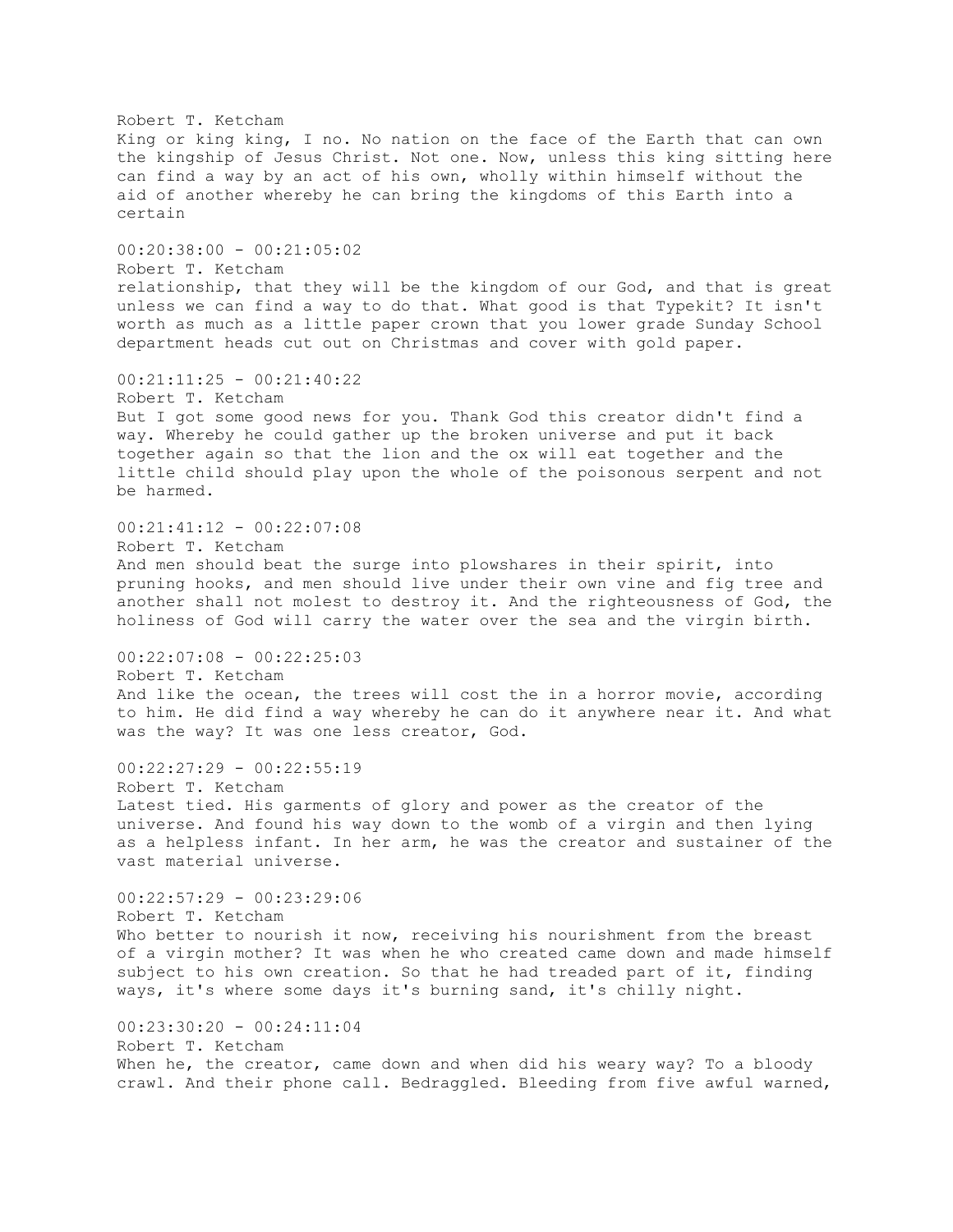Robert T. Ketcham
King or king king, I no. No nation on the face of the Earth that can own the kingship of Jesus Christ. Not one. Now, unless this king sitting here can find a way by an act of his own, wholly within himself without the aid of another whereby he can bring the kingdoms of this Earth into a certain

00:20:38:00 - 00:21:05:02
Robert T. Ketcham
relationship, that they will be the kingdom of our God, and that is great unless we can find a way to do that. What good is that Typekit? It isn't worth as much as a little paper crown that you lower grade Sunday School department heads cut out on Christmas and cover with gold paper.

00:21:11:25 - 00:21:40:22
Robert T. Ketcham
But I got some good news for you. Thank God this creator didn't find a way. Whereby he could gather up the broken universe and put it back together again so that the lion and the ox will eat together and the little child should play upon the whole of the poisonous serpent and not be harmed.

00:21:41:12 - 00:22:07:08
Robert T. Ketcham
And men should beat the surge into plowshares in their spirit, into pruning hooks, and men should live under their own vine and fig tree and another shall not molest to destroy it. And the righteousness of God, the holiness of God will carry the water over the sea and the virgin birth.

00:22:07:08 - 00:22:25:03
Robert T. Ketcham
And like the ocean, the trees will cost the in a horror movie, according to him. He did find a way whereby he can do it anywhere near it. And what was the way? It was one less creator, God.

00:22:27:29 - 00:22:55:19
Robert T. Ketcham
Latest tied. His garments of glory and power as the creator of the universe. And found his way down to the womb of a virgin and then lying as a helpless infant. In her arm, he was the creator and sustainer of the vast material universe.

00:22:57:29 - 00:23:29:06
Robert T. Ketcham
Who better to nourish it now, receiving his nourishment from the breast of a virgin mother? It was when he who created came down and made himself subject to his own creation. So that he had treaded part of it, finding ways, it's where some days it's burning sand, it's chilly night.

00:23:30:20 - 00:24:11:04
Robert T. Ketcham
When he, the creator, came down and when did his weary way? To a bloody crawl. And their phone call. Bedraggled. Bleeding from five awful warned,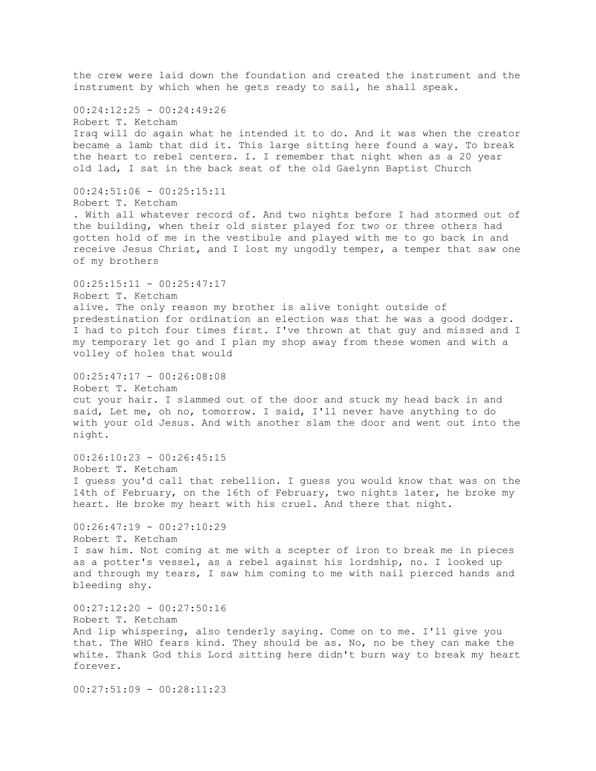the crew were laid down the foundation and created the instrument and the instrument by which when he gets ready to sail, he shall speak.

00:24:12:25 - 00:24:49:26
Robert T. Ketcham
Iraq will do again what he intended it to do. And it was when the creator became a lamb that did it. This large sitting here found a way. To break the heart to rebel centers. I. I remember that night when as a 20 year old lad, I sat in the back seat of the old Gaelynn Baptist Church

00:24:51:06 - 00:25:15:11
Robert T. Ketcham
. With all whatever record of. And two nights before I had stormed out of the building, when their old sister played for two or three others had gotten hold of me in the vestibule and played with me to go back in and receive Jesus Christ, and I lost my ungodly temper, a temper that saw one of my brothers

00:25:15:11 - 00:25:47:17
Robert T. Ketcham
alive. The only reason my brother is alive tonight outside of predestination for ordination an election was that he was a good dodger. I had to pitch four times first. I've thrown at that guy and missed and I my temporary let go and I plan my shop away from these women and with a volley of holes that would

00:25:47:17 - 00:26:08:08
Robert T. Ketcham
cut your hair. I slammed out of the door and stuck my head back in and said, Let me, oh no, tomorrow. I said, I'll never have anything to do with your old Jesus. And with another slam the door and went out into the night.

00:26:10:23 - 00:26:45:15
Robert T. Ketcham
I guess you'd call that rebellion. I guess you would know that was on the 14th of February, on the 16th of February, two nights later, he broke my heart. He broke my heart with his cruel. And there that night.

00:26:47:19 - 00:27:10:29
Robert T. Ketcham
I saw him. Not coming at me with a scepter of iron to break me in pieces as a potter's vessel, as a rebel against his lordship, no. I looked up and through my tears, I saw him coming to me with nail pierced hands and bleeding shy.

00:27:12:20 - 00:27:50:16
Robert T. Ketcham
And lip whispering, also tenderly saying. Come on to me. I'll give you that. The WHO fears kind. They should be as. No, no be they can make the white. Thank God this Lord sitting here didn't burn way to break my heart forever.

00:27:51:09 - 00:28:11:23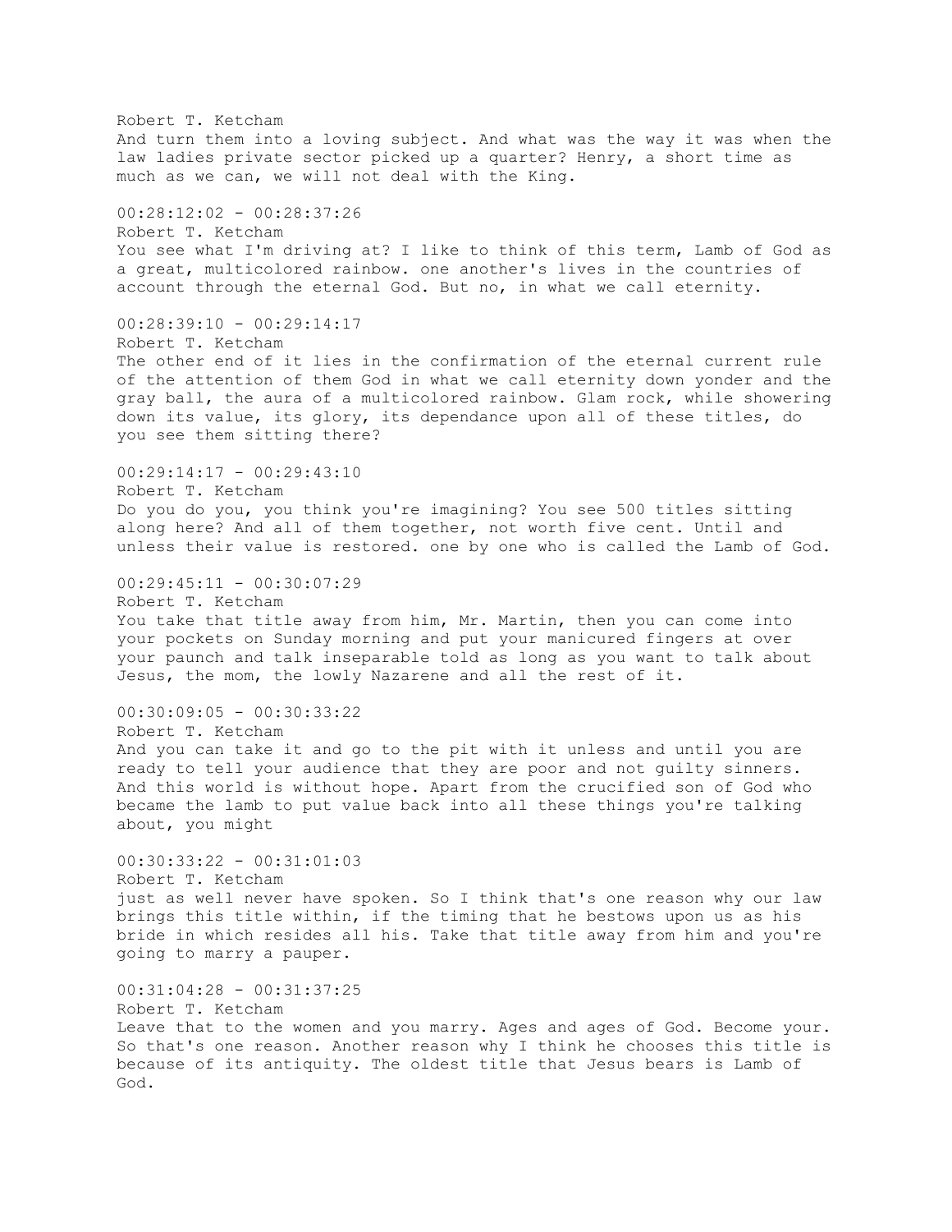Robert T. Ketcham
And turn them into a loving subject. And what was the way it was when the law ladies private sector picked up a quarter? Henry, a short time as much as we can, we will not deal with the King.

00:28:12:02 - 00:28:37:26
Robert T. Ketcham
You see what I'm driving at? I like to think of this term, Lamb of God as a great, multicolored rainbow. one another's lives in the countries of account through the eternal God. But no, in what we call eternity.

00:28:39:10 - 00:29:14:17
Robert T. Ketcham
The other end of it lies in the confirmation of the eternal current rule of the attention of them God in what we call eternity down yonder and the gray ball, the aura of a multicolored rainbow. Glam rock, while showering down its value, its glory, its dependance upon all of these titles, do you see them sitting there?

00:29:14:17 - 00:29:43:10
Robert T. Ketcham
Do you do you, you think you're imagining? You see 500 titles sitting along here? And all of them together, not worth five cent. Until and unless their value is restored. one by one who is called the Lamb of God.

00:29:45:11 - 00:30:07:29
Robert T. Ketcham
You take that title away from him, Mr. Martin, then you can come into your pockets on Sunday morning and put your manicured fingers at over your paunch and talk inseparable told as long as you want to talk about Jesus, the mom, the lowly Nazarene and all the rest of it.

00:30:09:05 - 00:30:33:22
Robert T. Ketcham
And you can take it and go to the pit with it unless and until you are ready to tell your audience that they are poor and not guilty sinners. And this world is without hope. Apart from the crucified son of God who became the lamb to put value back into all these things you're talking about, you might

00:30:33:22 - 00:31:01:03
Robert T. Ketcham
just as well never have spoken. So I think that's one reason why our law brings this title within, if the timing that he bestows upon us as his bride in which resides all his. Take that title away from him and you're going to marry a pauper.

00:31:04:28 - 00:31:37:25
Robert T. Ketcham
Leave that to the women and you marry. Ages and ages of God. Become your. So that's one reason. Another reason why I think he chooses this title is because of its antiquity. The oldest title that Jesus bears is Lamb of God.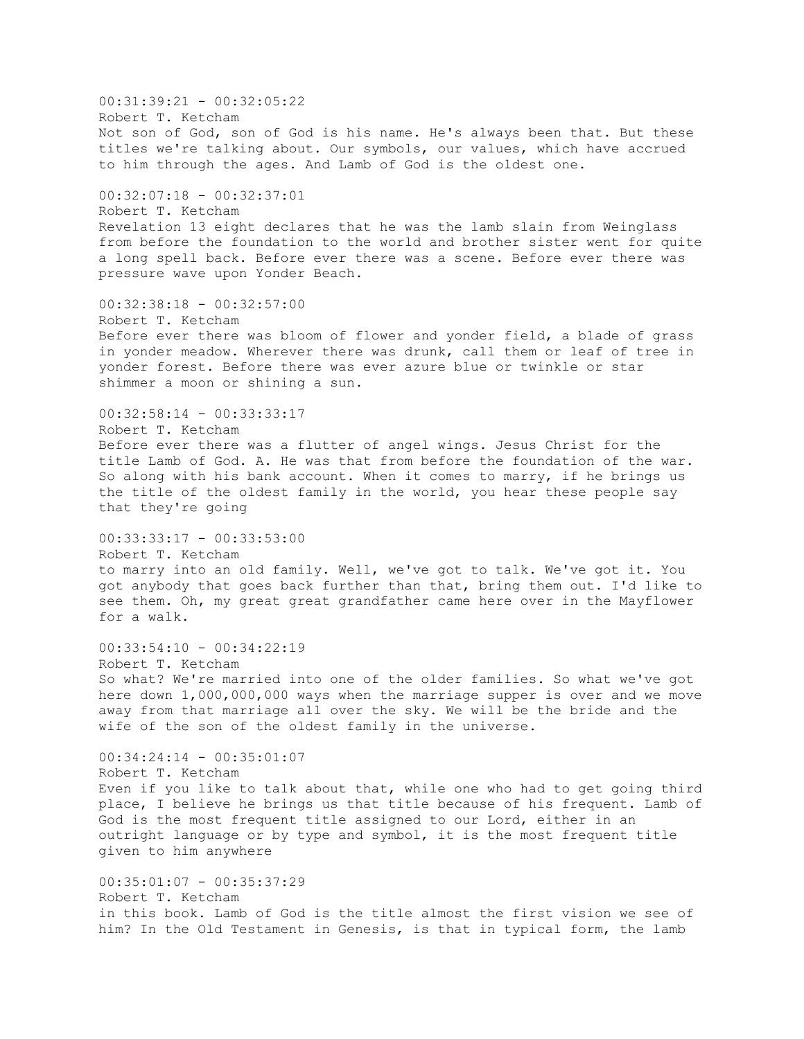00:31:39:21 - 00:32:05:22
Robert T. Ketcham
Not son of God, son of God is his name. He's always been that. But these titles we're talking about. Our symbols, our values, which have accrued to him through the ages. And Lamb of God is the oldest one.

00:32:07:18 - 00:32:37:01
Robert T. Ketcham
Revelation 13 eight declares that he was the lamb slain from Weinglass from before the foundation to the world and brother sister went for quite a long spell back. Before ever there was a scene. Before ever there was pressure wave upon Yonder Beach.

00:32:38:18 - 00:32:57:00
Robert T. Ketcham
Before ever there was bloom of flower and yonder field, a blade of grass in yonder meadow. Wherever there was drunk, call them or leaf of tree in yonder forest. Before there was ever azure blue or twinkle or star shimmer a moon or shining a sun.

00:32:58:14 - 00:33:33:17
Robert T. Ketcham
Before ever there was a flutter of angel wings. Jesus Christ for the title Lamb of God. A. He was that from before the foundation of the war. So along with his bank account. When it comes to marry, if he brings us the title of the oldest family in the world, you hear these people say that they're going

00:33:33:17 - 00:33:53:00
Robert T. Ketcham
to marry into an old family. Well, we've got to talk. We've got it. You got anybody that goes back further than that, bring them out. I'd like to see them. Oh, my great great grandfather came here over in the Mayflower for a walk.

00:33:54:10 - 00:34:22:19
Robert T. Ketcham
So what? We're married into one of the older families. So what we've got here down 1,000,000,000 ways when the marriage supper is over and we move away from that marriage all over the sky. We will be the bride and the wife of the son of the oldest family in the universe.

00:34:24:14 - 00:35:01:07
Robert T. Ketcham
Even if you like to talk about that, while one who had to get going third place, I believe he brings us that title because of his frequent. Lamb of God is the most frequent title assigned to our Lord, either in an outright language or by type and symbol, it is the most frequent title given to him anywhere

00:35:01:07 - 00:35:37:29
Robert T. Ketcham
in this book. Lamb of God is the title almost the first vision we see of him? In the Old Testament in Genesis, is that in typical form, the lamb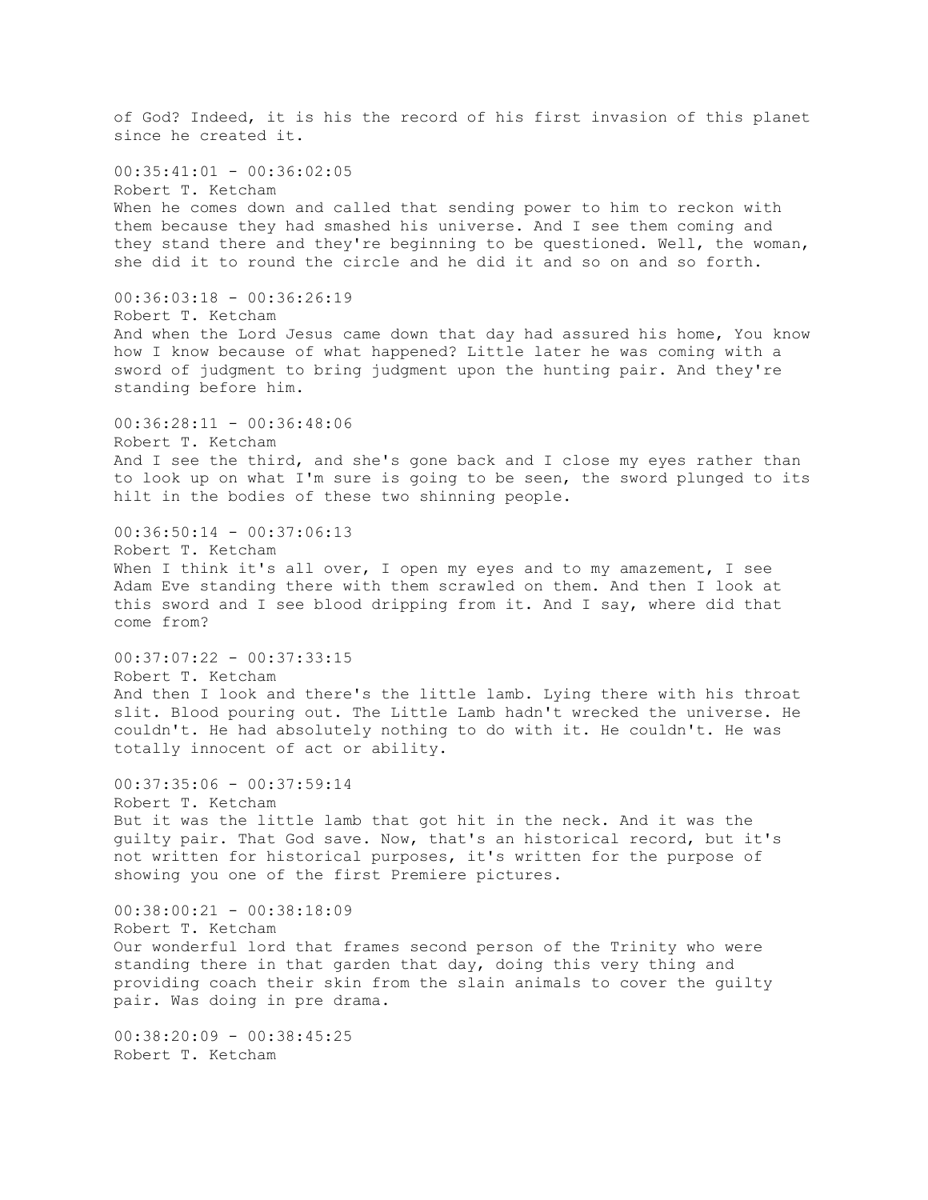of God? Indeed, it is his the record of his first invasion of this planet since he created it.

00:35:41:01 - 00:36:02:05
Robert T. Ketcham
When he comes down and called that sending power to him to reckon with them because they had smashed his universe. And I see them coming and they stand there and they're beginning to be questioned. Well, the woman, she did it to round the circle and he did it and so on and so forth.

00:36:03:18 - 00:36:26:19
Robert T. Ketcham
And when the Lord Jesus came down that day had assured his home, You know how I know because of what happened? Little later he was coming with a sword of judgment to bring judgment upon the hunting pair. And they're standing before him.

00:36:28:11 - 00:36:48:06
Robert T. Ketcham
And I see the third, and she's gone back and I close my eyes rather than to look up on what I'm sure is going to be seen, the sword plunged to its hilt in the bodies of these two shinning people.

00:36:50:14 - 00:37:06:13
Robert T. Ketcham
When I think it's all over, I open my eyes and to my amazement, I see Adam Eve standing there with them scrawled on them. And then I look at this sword and I see blood dripping from it. And I say, where did that come from?

00:37:07:22 - 00:37:33:15
Robert T. Ketcham
And then I look and there's the little lamb. Lying there with his throat slit. Blood pouring out. The Little Lamb hadn't wrecked the universe. He couldn't. He had absolutely nothing to do with it. He couldn't. He was totally innocent of act or ability.

00:37:35:06 - 00:37:59:14
Robert T. Ketcham
But it was the little lamb that got hit in the neck. And it was the guilty pair. That God save. Now, that's an historical record, but it's not written for historical purposes, it's written for the purpose of showing you one of the first Premiere pictures.

00:38:00:21 - 00:38:18:09
Robert T. Ketcham
Our wonderful lord that frames second person of the Trinity who were standing there in that garden that day, doing this very thing and providing coach their skin from the slain animals to cover the guilty pair. Was doing in pre drama.

00:38:20:09 - 00:38:45:25
Robert T. Ketcham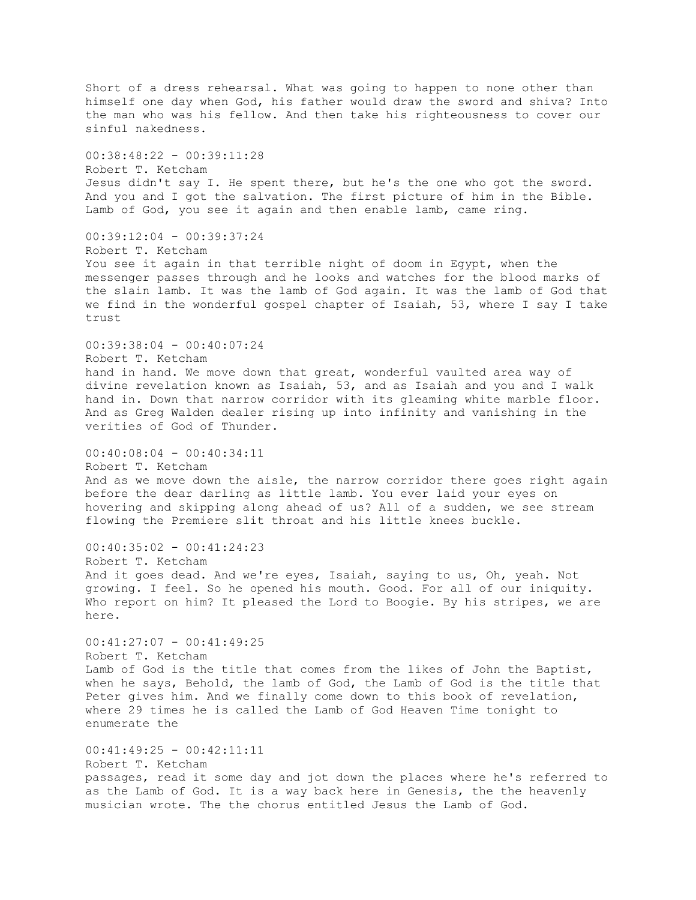Short of a dress rehearsal. What was going to happen to none other than himself one day when God, his father would draw the sword and shiva? Into the man who was his fellow. And then take his righteousness to cover our sinful nakedness.

00:38:48:22 - 00:39:11:28
Robert T. Ketcham
Jesus didn't say I. He spent there, but he's the one who got the sword. And you and I got the salvation. The first picture of him in the Bible. Lamb of God, you see it again and then enable lamb, came ring.

00:39:12:04 - 00:39:37:24
Robert T. Ketcham
You see it again in that terrible night of doom in Egypt, when the messenger passes through and he looks and watches for the blood marks of the slain lamb. It was the lamb of God again. It was the lamb of God that we find in the wonderful gospel chapter of Isaiah, 53, where I say I take trust

00:39:38:04 - 00:40:07:24
Robert T. Ketcham
hand in hand. We move down that great, wonderful vaulted area way of divine revelation known as Isaiah, 53, and as Isaiah and you and I walk hand in. Down that narrow corridor with its gleaming white marble floor. And as Greg Walden dealer rising up into infinity and vanishing in the verities of God of Thunder.

00:40:08:04 - 00:40:34:11
Robert T. Ketcham
And as we move down the aisle, the narrow corridor there goes right again before the dear darling as little lamb. You ever laid your eyes on hovering and skipping along ahead of us? All of a sudden, we see stream flowing the Premiere slit throat and his little knees buckle.

00:40:35:02 - 00:41:24:23
Robert T. Ketcham
And it goes dead. And we're eyes, Isaiah, saying to us, Oh, yeah. Not growing. I feel. So he opened his mouth. Good. For all of our iniquity. Who report on him? It pleased the Lord to Boogie. By his stripes, we are here.

00:41:27:07 - 00:41:49:25
Robert T. Ketcham
Lamb of God is the title that comes from the likes of John the Baptist, when he says, Behold, the lamb of God, the Lamb of God is the title that Peter gives him. And we finally come down to this book of revelation, where 29 times he is called the Lamb of God Heaven Time tonight to enumerate the

00:41:49:25 - 00:42:11:11
Robert T. Ketcham
passages, read it some day and jot down the places where he's referred to as the Lamb of God. It is a way back here in Genesis, the the heavenly musician wrote. The the chorus entitled Jesus the Lamb of God.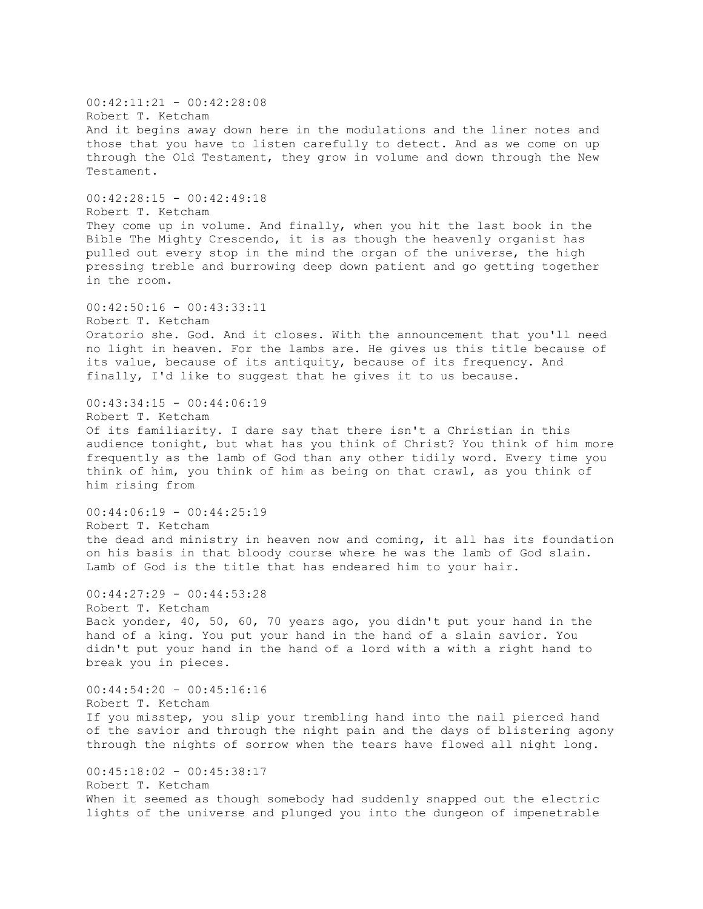00:42:11:21 - 00:42:28:08
Robert T. Ketcham
And it begins away down here in the modulations and the liner notes and those that you have to listen carefully to detect. And as we come on up through the Old Testament, they grow in volume and down through the New Testament.

00:42:28:15 - 00:42:49:18
Robert T. Ketcham
They come up in volume. And finally, when you hit the last book in the Bible The Mighty Crescendo, it is as though the heavenly organist has pulled out every stop in the mind the organ of the universe, the high pressing treble and burrowing deep down patient and go getting together in the room.

00:42:50:16 - 00:43:33:11
Robert T. Ketcham
Oratorio she. God. And it closes. With the announcement that you'll need no light in heaven. For the lambs are. He gives us this title because of its value, because of its antiquity, because of its frequency. And finally, I'd like to suggest that he gives it to us because.

00:43:34:15 - 00:44:06:19
Robert T. Ketcham
Of its familiarity. I dare say that there isn't a Christian in this audience tonight, but what has you think of Christ? You think of him more frequently as the lamb of God than any other tidily word. Every time you think of him, you think of him as being on that crawl, as you think of him rising from

00:44:06:19 - 00:44:25:19
Robert T. Ketcham
the dead and ministry in heaven now and coming, it all has its foundation on his basis in that bloody course where he was the lamb of God slain. Lamb of God is the title that has endeared him to your hair.

00:44:27:29 - 00:44:53:28
Robert T. Ketcham
Back yonder, 40, 50, 60, 70 years ago, you didn't put your hand in the hand of a king. You put your hand in the hand of a slain savior. You didn't put your hand in the hand of a lord with a with a right hand to break you in pieces.

00:44:54:20 - 00:45:16:16
Robert T. Ketcham
If you misstep, you slip your trembling hand into the nail pierced hand of the savior and through the night pain and the days of blistering agony through the nights of sorrow when the tears have flowed all night long.

00:45:18:02 - 00:45:38:17
Robert T. Ketcham
When it seemed as though somebody had suddenly snapped out the electric lights of the universe and plunged you into the dungeon of impenetrable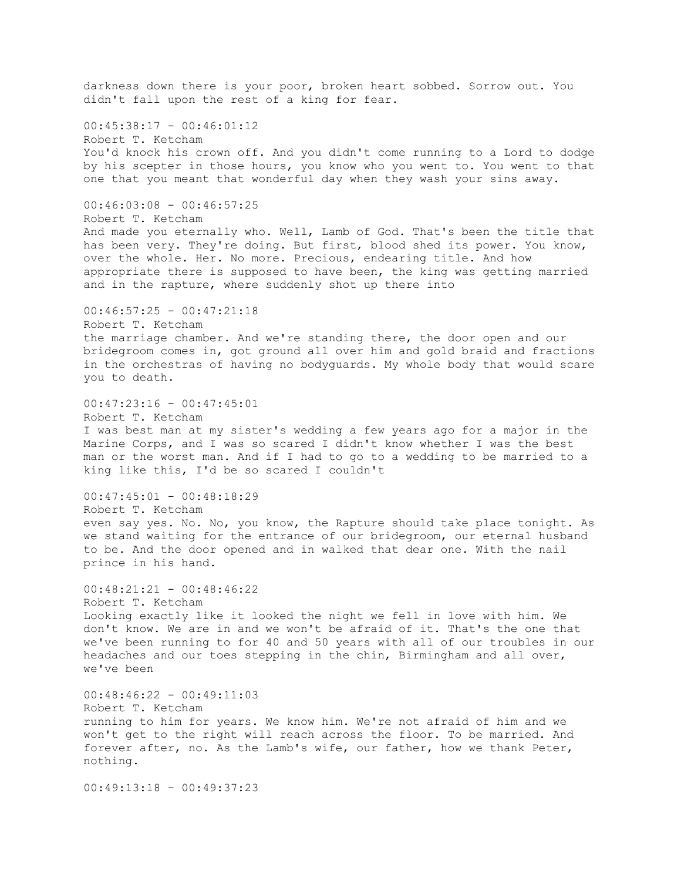darkness down there is your poor, broken heart sobbed. Sorrow out. You didn't fall upon the rest of a king for fear.

00:45:38:17 - 00:46:01:12
Robert T. Ketcham
You'd knock his crown off. And you didn't come running to a Lord to dodge by his scepter in those hours, you know who you went to. You went to that one that you meant that wonderful day when they wash your sins away.

00:46:03:08 - 00:46:57:25
Robert T. Ketcham
And made you eternally who. Well, Lamb of God. That's been the title that has been very. They're doing. But first, blood shed its power. You know, over the whole. Her. No more. Precious, endearing title. And how appropriate there is supposed to have been, the king was getting married and in the rapture, where suddenly shot up there into

00:46:57:25 - 00:47:21:18
Robert T. Ketcham
the marriage chamber. And we're standing there, the door open and our bridegroom comes in, got ground all over him and gold braid and fractions in the orchestras of having no bodyguards. My whole body that would scare you to death.

00:47:23:16 - 00:47:45:01
Robert T. Ketcham
I was best man at my sister's wedding a few years ago for a major in the Marine Corps, and I was so scared I didn't know whether I was the best man or the worst man. And if I had to go to a wedding to be married to a king like this, I'd be so scared I couldn't

00:47:45:01 - 00:48:18:29
Robert T. Ketcham
even say yes. No. No, you know, the Rapture should take place tonight. As we stand waiting for the entrance of our bridegroom, our eternal husband to be. And the door opened and in walked that dear one. With the nail prince in his hand.

00:48:21:21 - 00:48:46:22
Robert T. Ketcham
Looking exactly like it looked the night we fell in love with him. We don't know. We are in and we won't be afraid of it. That's the one that we've been running to for 40 and 50 years with all of our troubles in our headaches and our toes stepping in the chin, Birmingham and all over, we've been

00:48:46:22 - 00:49:11:03
Robert T. Ketcham
running to him for years. We know him. We're not afraid of him and we won't get to the right will reach across the floor. To be married. And forever after, no. As the Lamb's wife, our father, how we thank Peter, nothing.

00:49:13:18 - 00:49:37:23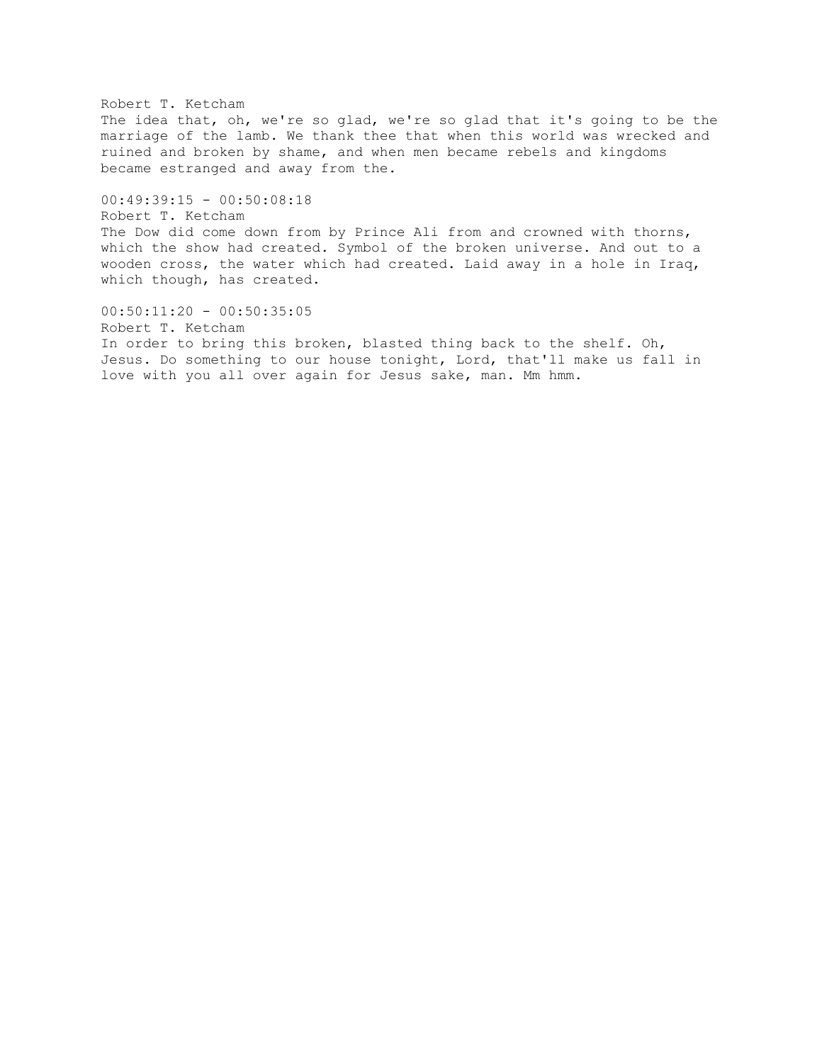Robert T. Ketcham
The idea that, oh, we're so glad, we're so glad that it's going to be the marriage of the lamb. We thank thee that when this world was wrecked and ruined and broken by shame, and when men became rebels and kingdoms became estranged and away from the.

00:49:39:15 - 00:50:08:18
Robert T. Ketcham
The Dow did come down from by Prince Ali from and crowned with thorns, which the show had created. Symbol of the broken universe. And out to a wooden cross, the water which had created. Laid away in a hole in Iraq, which though, has created.

00:50:11:20 - 00:50:35:05
Robert T. Ketcham
In order to bring this broken, blasted thing back to the shelf. Oh, Jesus. Do something to our house tonight, Lord, that'll make us fall in love with you all over again for Jesus sake, man. Mm hmm.